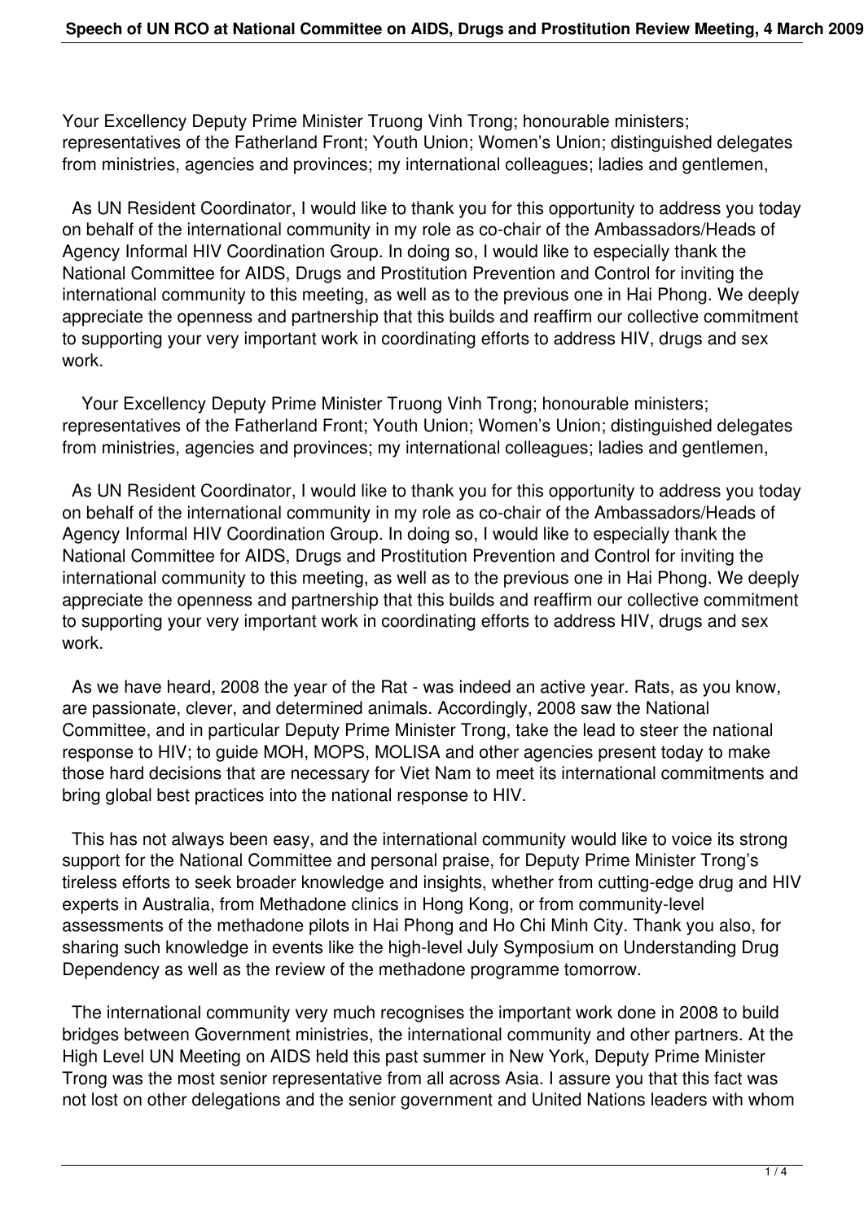Your Excellency Deputy Prime Minister Truong Vinh Trong; honourable ministers; representatives of the Fatherland Front; Youth Union; Women's Union; distinguished delegates from ministries, agencies and provinces; my international colleagues; ladies and gentlemen,

As UN Resident Coordinator, I would like to thank you for this opportunity to address you today on behalf of the international community in my role as co-chair of the Ambassadors/Heads of Agency Informal HIV Coordination Group. In doing so, I would like to especially thank the National Committee for AIDS, Drugs and Prostitution Prevention and Control for inviting the international community to this meeting, as well as to the previous one in Hai Phong. We deeply appreciate the openness and partnership that this builds and reaffirm our collective commitment to supporting your very important work in coordinating efforts to address HIV, drugs and sex work.

Your Excellency Deputy Prime Minister Truong Vinh Trong; honourable ministers; representatives of the Fatherland Front; Youth Union; Women's Union; distinguished delegates from ministries, agencies and provinces; my international colleagues; ladies and gentlemen,

As UN Resident Coordinator, I would like to thank you for this opportunity to address you today on behalf of the international community in my role as co-chair of the Ambassadors/Heads of Agency Informal HIV Coordination Group. In doing so, I would like to especially thank the National Committee for AIDS, Drugs and Prostitution Prevention and Control for inviting the international community to this meeting, as well as to the previous one in Hai Phong. We deeply appreciate the openness and partnership that this builds and reaffirm our collective commitment to supporting your very important work in coordinating efforts to address HIV, drugs and sex work.

As we have heard, 2008 the year of the Rat - was indeed an active year. Rats, as you know, are passionate, clever, and determined animals. Accordingly, 2008 saw the National Committee, and in particular Deputy Prime Minister Trong, take the lead to steer the national response to HIV; to guide MOH, MOPS, MOLISA and other agencies present today to make those hard decisions that are necessary for Viet Nam to meet its international commitments and bring global best practices into the national response to HIV.

This has not always been easy, and the international community would like to voice its strong support for the National Committee and personal praise, for Deputy Prime Minister Trong's tireless efforts to seek broader knowledge and insights, whether from cutting-edge drug and HIV experts in Australia, from Methadone clinics in Hong Kong, or from community-level assessments of the methadone pilots in Hai Phong and Ho Chi Minh City. Thank you also, for sharing such knowledge in events like the high-level July Symposium on Understanding Drug Dependency as well as the review of the methadone programme tomorrow.

The international community very much recognises the important work done in 2008 to build bridges between Government ministries, the international community and other partners. At the High Level UN Meeting on AIDS held this past summer in New York, Deputy Prime Minister Trong was the most senior representative from all across Asia. I assure you that this fact was not lost on other delegations and the senior government and United Nations leaders with whom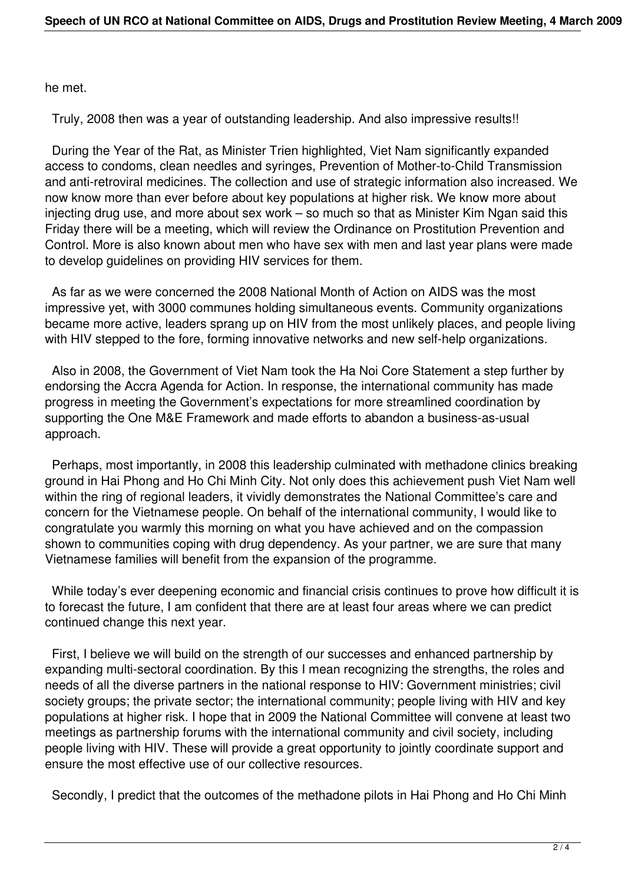he met.

Truly, 2008 then was a year of outstanding leadership. And also impressive results!!

During the Year of the Rat, as Minister Trien highlighted, Viet Nam significantly expanded access to condoms, clean needles and syringes, Prevention of Mother-to-Child Transmission and anti-retroviral medicines. The collection and use of strategic information also increased. We now know more than ever before about key populations at higher risk. We know more about injecting drug use, and more about sex work – so much so that as Minister Kim Ngan said this Friday there will be a meeting, which will review the Ordinance on Prostitution Prevention and Control. More is also known about men who have sex with men and last year plans were made to develop guidelines on providing HIV services for them.

As far as we were concerned the 2008 National Month of Action on AIDS was the most impressive yet, with 3000 communes holding simultaneous events. Community organizations became more active, leaders sprang up on HIV from the most unlikely places, and people living with HIV stepped to the fore, forming innovative networks and new self-help organizations.

Also in 2008, the Government of Viet Nam took the Ha Noi Core Statement a step further by endorsing the Accra Agenda for Action. In response, the international community has made progress in meeting the Government's expectations for more streamlined coordination by supporting the One M&E Framework and made efforts to abandon a business-as-usual approach.

Perhaps, most importantly, in 2008 this leadership culminated with methadone clinics breaking ground in Hai Phong and Ho Chi Minh City. Not only does this achievement push Viet Nam well within the ring of regional leaders, it vividly demonstrates the National Committee's care and concern for the Vietnamese people. On behalf of the international community, I would like to congratulate you warmly this morning on what you have achieved and on the compassion shown to communities coping with drug dependency. As your partner, we are sure that many Vietnamese families will benefit from the expansion of the programme.

While today's ever deepening economic and financial crisis continues to prove how difficult it is to forecast the future, I am confident that there are at least four areas where we can predict continued change this next year.

First, I believe we will build on the strength of our successes and enhanced partnership by expanding multi-sectoral coordination. By this I mean recognizing the strengths, the roles and needs of all the diverse partners in the national response to HIV: Government ministries; civil society groups; the private sector; the international community; people living with HIV and key populations at higher risk. I hope that in 2009 the National Committee will convene at least two meetings as partnership forums with the international community and civil society, including people living with HIV. These will provide a great opportunity to jointly coordinate support and ensure the most effective use of our collective resources.

Secondly, I predict that the outcomes of the methadone pilots in Hai Phong and Ho Chi Minh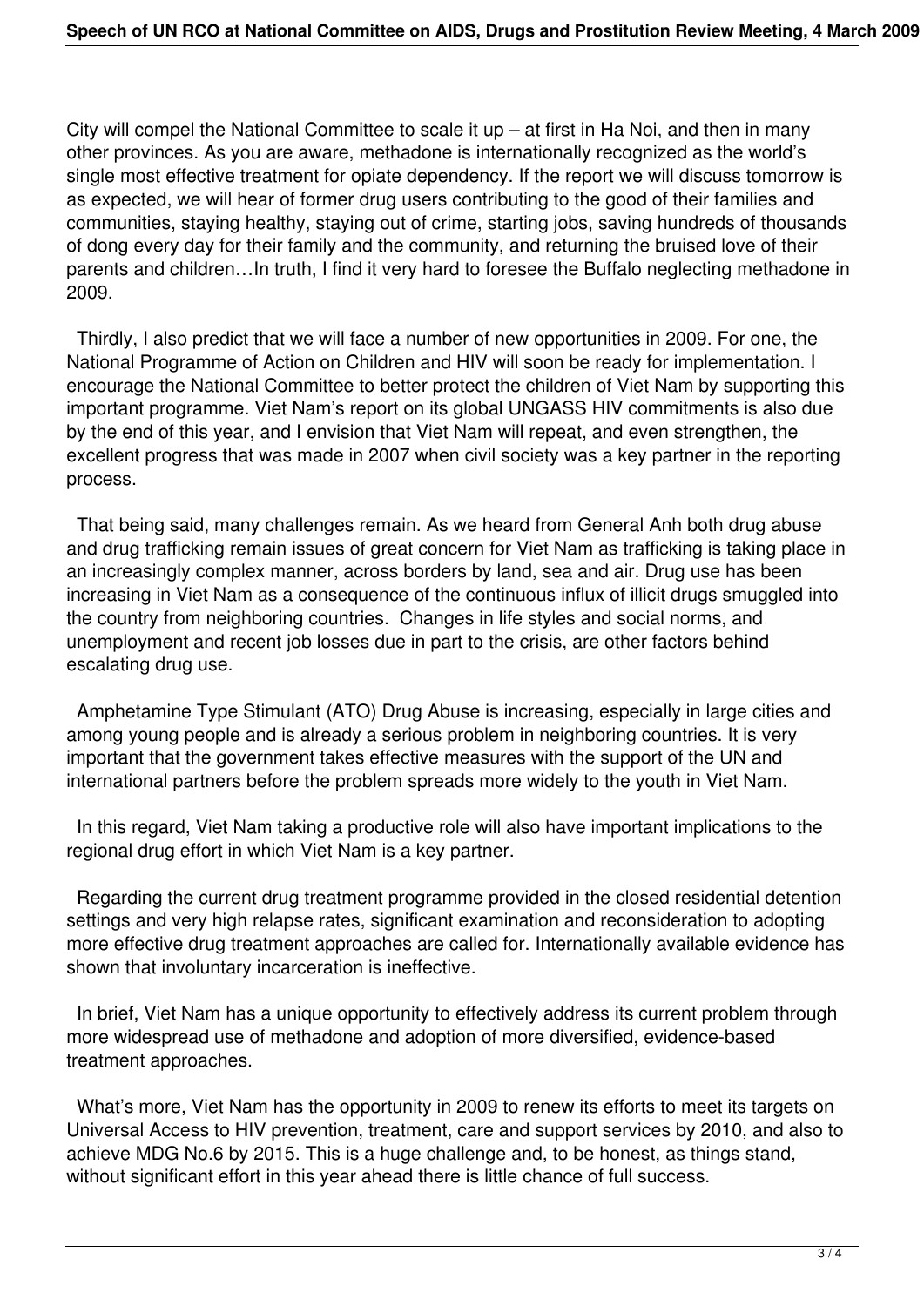City will compel the National Committee to scale it up – at first in Ha Noi, and then in many other provinces. As you are aware, methadone is internationally recognized as the world's single most effective treatment for opiate dependency. If the report we will discuss tomorrow is as expected, we will hear of former drug users contributing to the good of their families and communities, staying healthy, staying out of crime, starting jobs, saving hundreds of thousands of dong every day for their family and the community, and returning the bruised love of their parents and children…In truth, I find it very hard to foresee the Buffalo neglecting methadone in 2009.

Thirdly, I also predict that we will face a number of new opportunities in 2009. For one, the National Programme of Action on Children and HIV will soon be ready for implementation. I encourage the National Committee to better protect the children of Viet Nam by supporting this important programme. Viet Nam's report on its global UNGASS HIV commitments is also due by the end of this year, and I envision that Viet Nam will repeat, and even strengthen, the excellent progress that was made in 2007 when civil society was a key partner in the reporting process.

That being said, many challenges remain. As we heard from General Anh both drug abuse and drug trafficking remain issues of great concern for Viet Nam as trafficking is taking place in an increasingly complex manner, across borders by land, sea and air. Drug use has been increasing in Viet Nam as a consequence of the continuous influx of illicit drugs smuggled into the country from neighboring countries. Changes in life styles and social norms, and unemployment and recent job losses due in part to the crisis, are other factors behind escalating drug use.

Amphetamine Type Stimulant (ATO) Drug Abuse is increasing, especially in large cities and among young people and is already a serious problem in neighboring countries. It is very important that the government takes effective measures with the support of the UN and international partners before the problem spreads more widely to the youth in Viet Nam.

In this regard, Viet Nam taking a productive role will also have important implications to the regional drug effort in which Viet Nam is a key partner.

Regarding the current drug treatment programme provided in the closed residential detention settings and very high relapse rates, significant examination and reconsideration to adopting more effective drug treatment approaches are called for. Internationally available evidence has shown that involuntary incarceration is ineffective.

In brief, Viet Nam has a unique opportunity to effectively address its current problem through more widespread use of methadone and adoption of more diversified, evidence-based treatment approaches.

What's more, Viet Nam has the opportunity in 2009 to renew its efforts to meet its targets on Universal Access to HIV prevention, treatment, care and support services by 2010, and also to achieve MDG No.6 by 2015. This is a huge challenge and, to be honest, as things stand, without significant effort in this year ahead there is little chance of full success.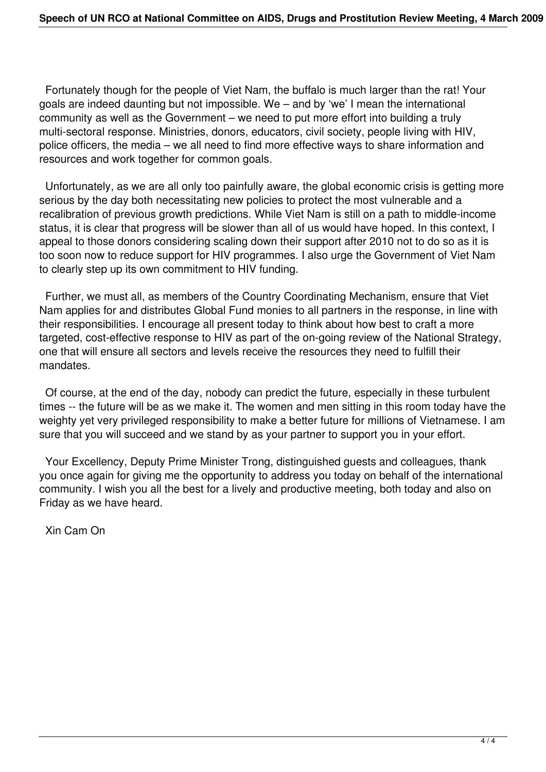Fortunately though for the people of Viet Nam, the buffalo is much larger than the rat! Your goals are indeed daunting but not impossible. We – and by 'we' I mean the international community as well as the Government – we need to put more effort into building a truly multi-sectoral response. Ministries, donors, educators, civil society, people living with HIV, police officers, the media – we all need to find more effective ways to share information and resources and work together for common goals.

Unfortunately, as we are all only too painfully aware, the global economic crisis is getting more serious by the day both necessitating new policies to protect the most vulnerable and a recalibration of previous growth predictions. While Viet Nam is still on a path to middle-income status, it is clear that progress will be slower than all of us would have hoped. In this context, I appeal to those donors considering scaling down their support after 2010 not to do so as it is too soon now to reduce support for HIV programmes. I also urge the Government of Viet Nam to clearly step up its own commitment to HIV funding.

Further, we must all, as members of the Country Coordinating Mechanism, ensure that Viet Nam applies for and distributes Global Fund monies to all partners in the response, in line with their responsibilities. I encourage all present today to think about how best to craft a more targeted, cost-effective response to HIV as part of the on-going review of the National Strategy, one that will ensure all sectors and levels receive the resources they need to fulfill their mandates.

Of course, at the end of the day, nobody can predict the future, especially in these turbulent times -- the future will be as we make it. The women and men sitting in this room today have the weighty yet very privileged responsibility to make a better future for millions of Vietnamese. I am sure that you will succeed and we stand by as your partner to support you in your effort.

Your Excellency, Deputy Prime Minister Trong, distinguished guests and colleagues, thank you once again for giving me the opportunity to address you today on behalf of the international community. I wish you all the best for a lively and productive meeting, both today and also on Friday as we have heard.

Xin Cam On